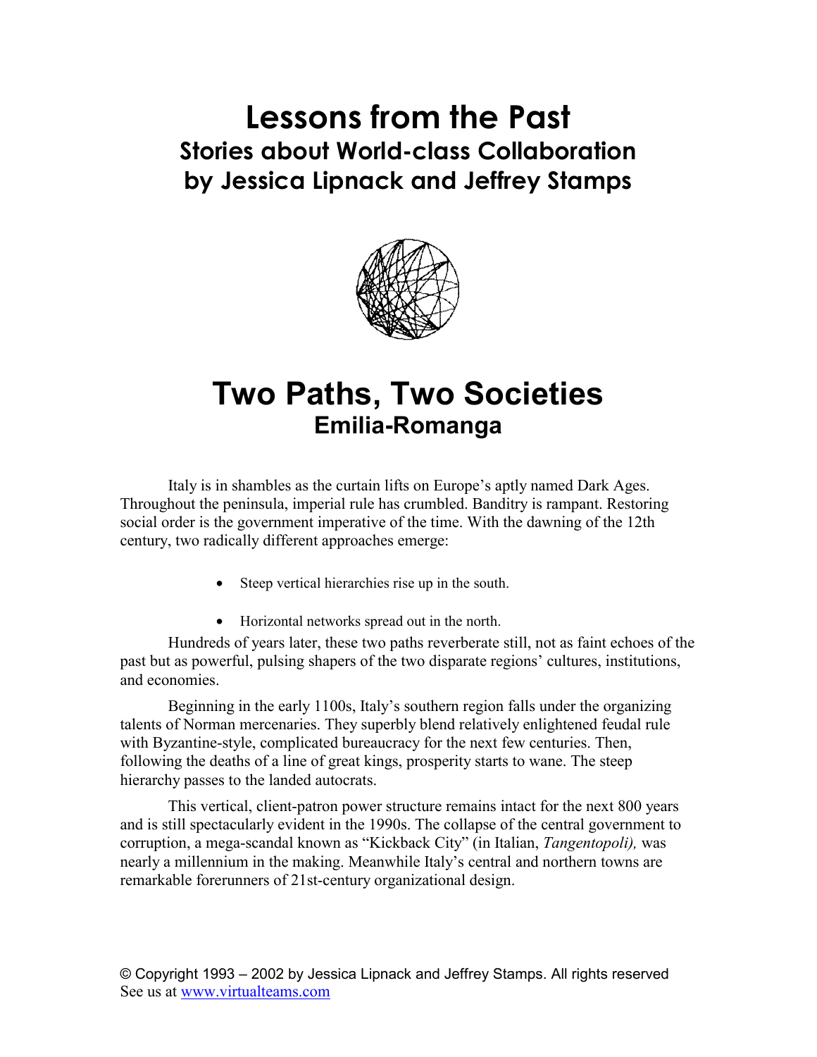# Lessons from the Past

## Stories about World-class Collaboration
## by Jessica Lipnack and Jeffrey Stamps

# Two Paths, Two Societies

## Emilia-Romanga

Italy is in shambles as the curtain lifts on Europe's aptly named Dark Ages. Throughout the peninsula, imperial rule has crumbled. Banditry is rampant. Restoring social order is the government imperative of the time. With the dawning of the 12th century, two radically different approaches emerge:

- Steep vertical hierarchies rise up in the south.
- Horizontal networks spread out in the north.

Hundreds of years later, these two paths reverberate still, not as faint echoes of the past but as powerful, pulsing shapers of the two disparate regions' cultures, institutions, and economies.

Beginning in the early 1100s, Italy's southern region falls under the organizing talents of Norman mercenaries. They superbly blend relatively enlightened feudal rule with Byzantine-style, complicated bureaucracy for the next few centuries. Then, following the deaths of a line of great kings, prosperity starts to wane. The steep hierarchy passes to the landed autocrats.

This vertical, client-patron power structure remains intact for the next 800 years and is still spectacularly evident in the 1990s. The collapse of the central government to corruption, a mega-scandal known as "Kickback City" (in Italian, *Tangentopoli),* was nearly a millennium in the making. Meanwhile Italy's central and northern towns are remarkable forerunners of 21st-century organizational design.

© Copyright 1993 – 2002 by Jessica Lipnack and Jeffrey Stamps. All rights reserved
See us at www.virtualteams.com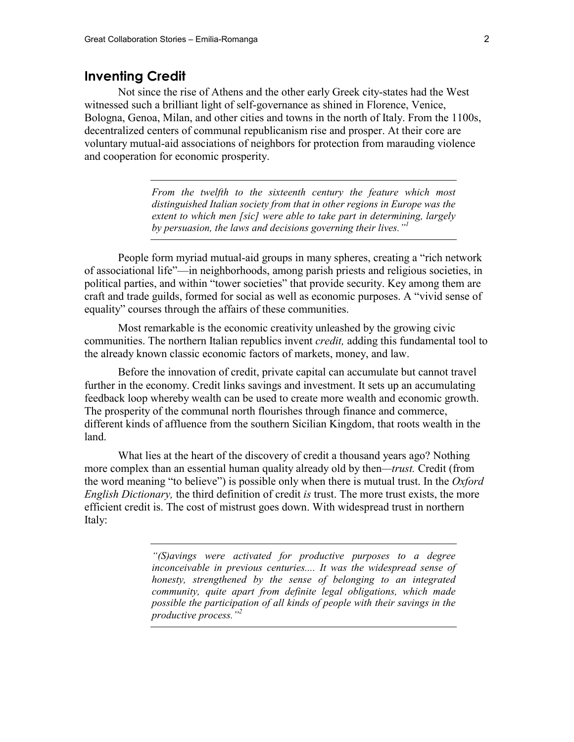## Inventing Credit

Not since the rise of Athens and the other early Greek city-states had the West witnessed such a brilliant light of self-governance as shined in Florence, Venice, Bologna, Genoa, Milan, and other cities and towns in the north of Italy. From the 1100s, decentralized centers of communal republicanism rise and prosper. At their core are voluntary mutual-aid associations of neighbors for protection from marauding violence and cooperation for economic prosperity.

> *From the twelfth to the sixteenth century the feature which most distinguished Italian society from that in other regions in Europe was the extent to which men [sic] were able to take part in determining, largely by persuasion, the laws and decisions governing their lives."*[1]

People form myriad mutual-aid groups in many spheres, creating a "rich network of associational life"—in neighborhoods, among parish priests and religious societies, in political parties, and within "tower societies" that provide security. Key among them are craft and trade guilds, formed for social as well as economic purposes. A "vivid sense of equality" courses through the affairs of these communities.

Most remarkable is the economic creativity unleashed by the growing civic communities. The northern Italian republics invent *credit,* adding this fundamental tool to the already known classic economic factors of markets, money, and law.

Before the innovation of credit, private capital can accumulate but cannot travel further in the economy. Credit links savings and investment. It sets up an accumulating feedback loop whereby wealth can be used to create more wealth and economic growth. The prosperity of the communal north flourishes through finance and commerce, different kinds of affluence from the southern Sicilian Kingdom, that roots wealth in the land.

What lies at the heart of the discovery of credit a thousand years ago? Nothing more complex than an essential human quality already old by then—*trust.* Credit (from the word meaning "to believe") is possible only when there is mutual trust. In the *Oxford English Dictionary,* the third definition of credit *is* trust. The more trust exists, the more efficient credit is. The cost of mistrust goes down. With widespread trust in northern Italy:

> *"(S)avings were activated for productive purposes to a degree inconceivable in previous centuries.... It was the widespread sense of honesty, strengthened by the sense of belonging to an integrated community, quite apart from definite legal obligations, which made possible the participation of all kinds of people with their savings in the productive process."*[2]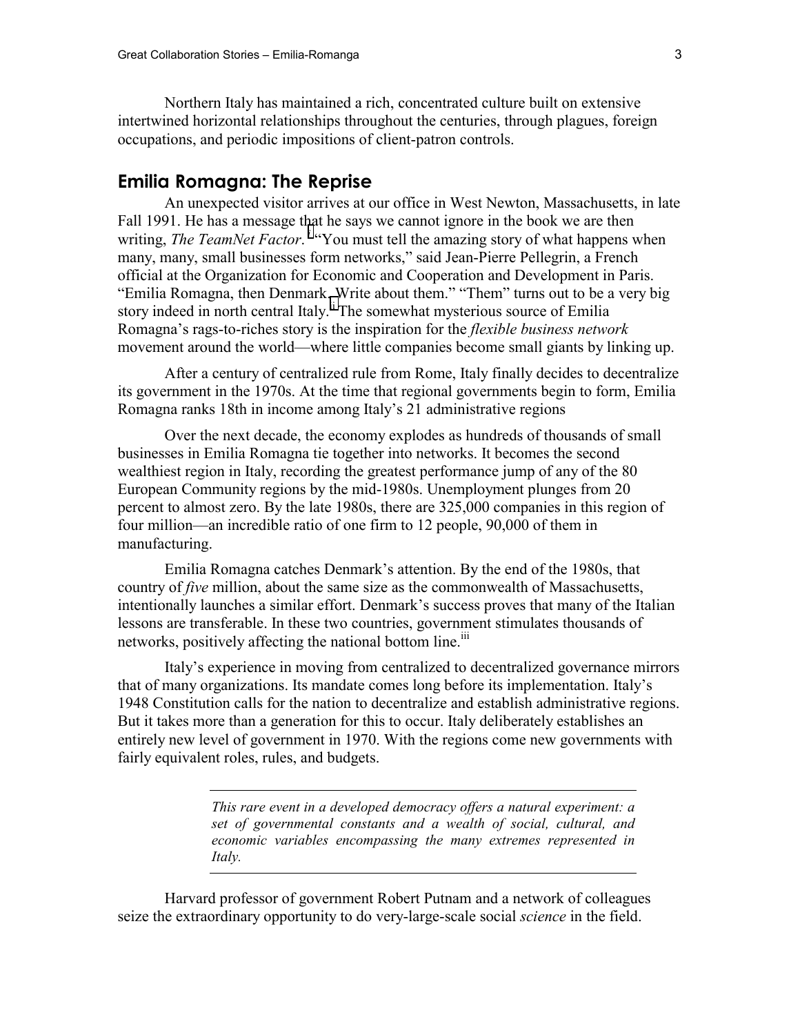Northern Italy has maintained a rich, concentrated culture built on extensive intertwined horizontal relationships throughout the centuries, through plagues, foreign occupations, and periodic impositions of client-patron controls.

## Emilia Romagna: The Reprise

An unexpected visitor arrives at our office in West Newton, Massachusetts, in late Fall 1991. He has a message that he says we cannot ignore in the book we are then writing, *The TeamNet Factor*.[i] "You must tell the amazing story of what happens when many, many, small businesses form networks," said Jean-Pierre Pellegrin, a French official at the Organization for Economic and Cooperation and Development in Paris. "Emilia Romagna, then Denmark. Write about them." "Them" turns out to be a very big story indeed in north central Italy.[ii] The somewhat mysterious source of Emilia Romagna's rags-to-riches story is the inspiration for the *flexible business network* movement around the world—where little companies become small giants by linking up.

After a century of centralized rule from Rome, Italy finally decides to decentralize its government in the 1970s. At the time that regional governments begin to form, Emilia Romagna ranks 18th in income among Italy's 21 administrative regions

Over the next decade, the economy explodes as hundreds of thousands of small businesses in Emilia Romagna tie together into networks. It becomes the second wealthiest region in Italy, recording the greatest performance jump of any of the 80 European Community regions by the mid-1980s. Unemployment plunges from 20 percent to almost zero. By the late 1980s, there are 325,000 companies in this region of four million—an incredible ratio of one firm to 12 people, 90,000 of them in manufacturing.

Emilia Romagna catches Denmark's attention. By the end of the 1980s, that country of *five* million, about the same size as the commonwealth of Massachusetts, intentionally launches a similar effort. Denmark's success proves that many of the Italian lessons are transferable. In these two countries, government stimulates thousands of networks, positively affecting the national bottom line.[iii]

Italy's experience in moving from centralized to decentralized governance mirrors that of many organizations. Its mandate comes long before its implementation. Italy's 1948 Constitution calls for the nation to decentralize and establish administrative regions. But it takes more than a generation for this to occur. Italy deliberately establishes an entirely new level of government in 1970. With the regions come new governments with fairly equivalent roles, rules, and budgets.

---

*This rare event in a developed democracy offers a natural experiment: a set of governmental constants and a wealth of social, cultural, and economic variables encompassing the many extremes represented in Italy.*

---

Harvard professor of government Robert Putnam and a network of colleagues seize the extraordinary opportunity to do very-large-scale social *science* in the field.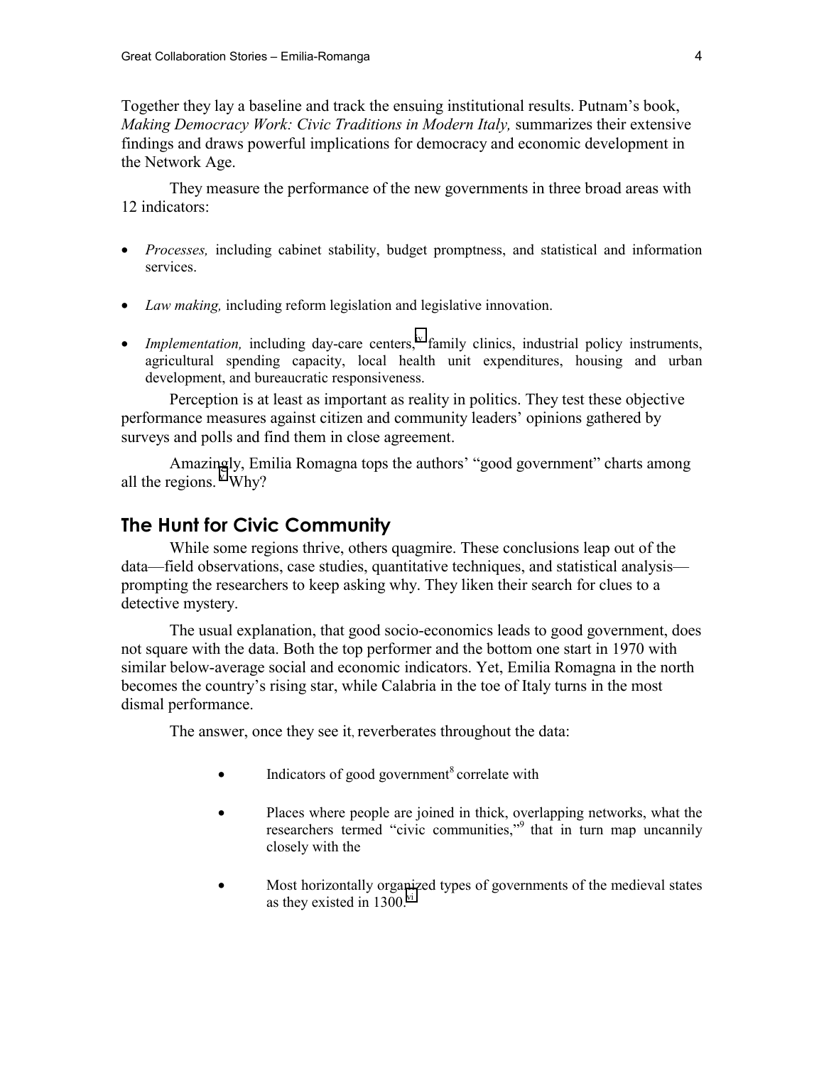Together they lay a baseline and track the ensuing institutional results. Putnam's book, *Making Democracy Work: Civic Traditions in Modern Italy,* summarizes their extensive findings and draws powerful implications for democracy and economic development in the Network Age.

They measure the performance of the new governments in three broad areas with 12 indicators:

- *Processes,* including cabinet stability, budget promptness, and statistical and information services.
- *Law making,* including reform legislation and legislative innovation.
- *Implementation,* including day-care centers,[iv] family clinics, industrial policy instruments, agricultural spending capacity, local health unit expenditures, housing and urban development, and bureaucratic responsiveness.

Perception is at least as important as reality in politics. They test these objective performance measures against citizen and community leaders' opinions gathered by surveys and polls and find them in close agreement.

Amazingly, Emilia Romagna tops the authors' "good government" charts among all the regions.[v] Why?

## The Hunt for Civic Community

While some regions thrive, others quagmire. These conclusions leap out of the data—field observations, case studies, quantitative techniques, and statistical analysis—prompting the researchers to keep asking why. They liken their search for clues to a detective mystery.

The usual explanation, that good socio-economics leads to good government, does not square with the data. Both the top performer and the bottom one start in 1970 with similar below-average social and economic indicators. Yet, Emilia Romagna in the north becomes the country's rising star, while Calabria in the toe of Italy turns in the most dismal performance.

The answer, once they see it, reverberates throughout the data:

- Indicators of good government[8] correlate with
- Places where people are joined in thick, overlapping networks, what the researchers termed "civic communities,"[9] that in turn map uncannily closely with the
- Most horizontally organized types of governments of the medieval states as they existed in 1300.[vi]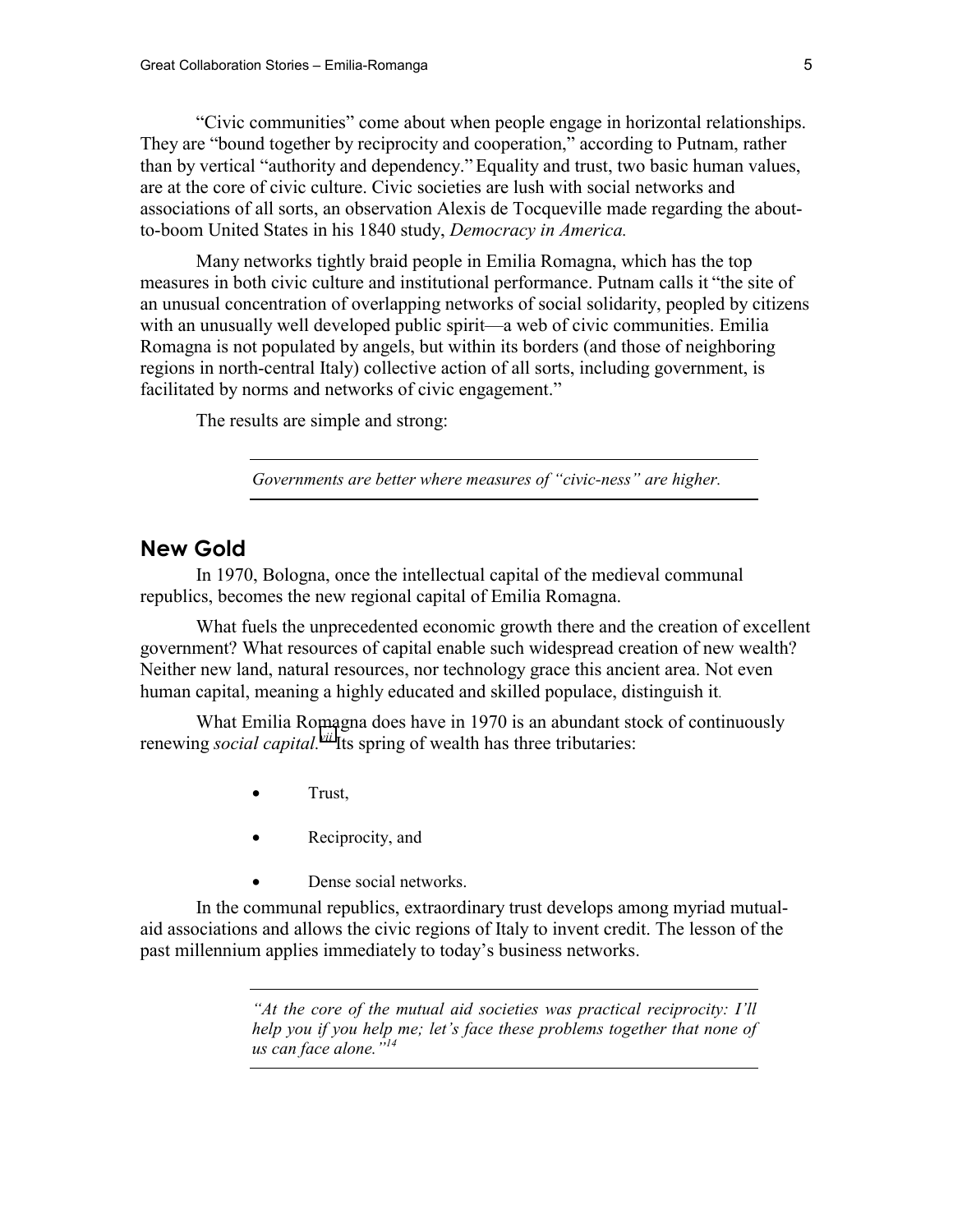"Civic communities" come about when people engage in horizontal relationships. They are "bound together by reciprocity and cooperation," according to Putnam, rather than by vertical "authority and dependency." Equality and trust, two basic human values, are at the core of civic culture. Civic societies are lush with social networks and associations of all sorts, an observation Alexis de Tocqueville made regarding the about-to-boom United States in his 1840 study, *Democracy in America.*

Many networks tightly braid people in Emilia Romagna, which has the top measures in both civic culture and institutional performance. Putnam calls it "the site of an unusual concentration of overlapping networks of social solidarity, peopled by citizens with an unusually well developed public spirit—a web of civic communities. Emilia Romagna is not populated by angels, but within its borders (and those of neighboring regions in north-central Italy) collective action of all sorts, including government, is facilitated by norms and networks of civic engagement."

The results are simple and strong:

---

*Governments are better where measures of "civic-ness" are higher.*

---

## New Gold

In 1970, Bologna, once the intellectual capital of the medieval communal republics, becomes the new regional capital of Emilia Romagna.

What fuels the unprecedented economic growth there and the creation of excellent government? What resources of capital enable such widespread creation of new wealth? Neither new land, natural resources, nor technology grace this ancient area. Not even human capital, meaning a highly educated and skilled populace, distinguish it.

What Emilia Romagna does have in 1970 is an abundant stock of continuously renewing *social capital.*[vii] Its spring of wealth has three tributaries:

- Trust,
- Reciprocity, and
- Dense social networks.

In the communal republics, extraordinary trust develops among myriad mutual-aid associations and allows the civic regions of Italy to invent credit. The lesson of the past millennium applies immediately to today's business networks.

---

*"At the core of the mutual aid societies was practical reciprocity: I'll help you if you help me; let's face these problems together that none of us can face alone."*[14]

---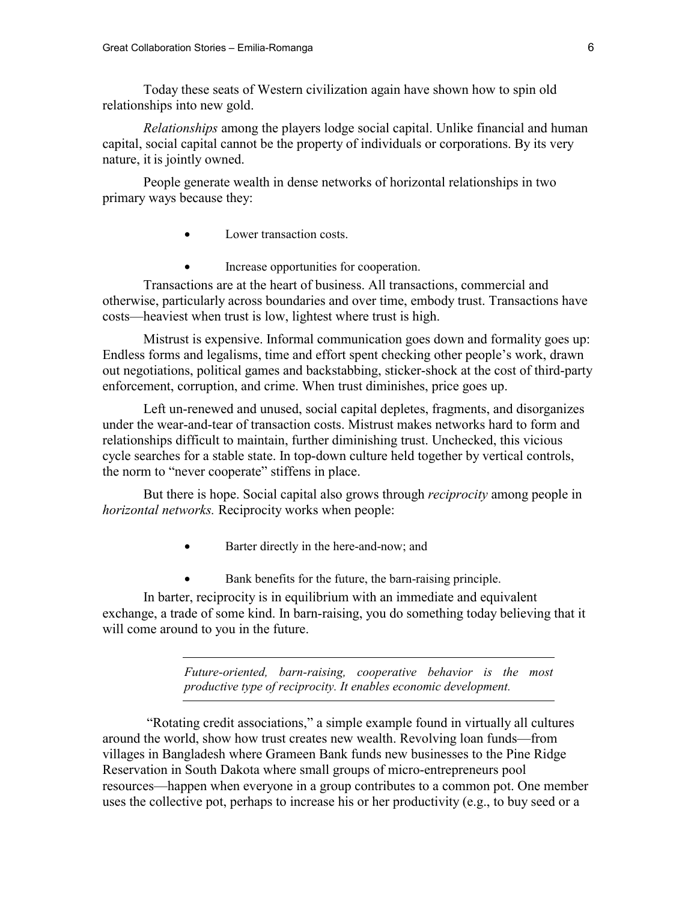Today these seats of Western civilization again have shown how to spin old relationships into new gold.

*Relationships* among the players lodge social capital. Unlike financial and human capital, social capital cannot be the property of individuals or corporations. By its very nature, it is jointly owned.

People generate wealth in dense networks of horizontal relationships in two primary ways because they:

- Lower transaction costs.
- Increase opportunities for cooperation.

Transactions are at the heart of business. All transactions, commercial and otherwise, particularly across boundaries and over time, embody trust. Transactions have costs—heaviest when trust is low, lightest where trust is high.

Mistrust is expensive. Informal communication goes down and formality goes up: Endless forms and legalisms, time and effort spent checking other people's work, drawn out negotiations, political games and backstabbing, sticker-shock at the cost of third-party enforcement, corruption, and crime. When trust diminishes, price goes up.

Left un-renewed and unused, social capital depletes, fragments, and disorganizes under the wear-and-tear of transaction costs. Mistrust makes networks hard to form and relationships difficult to maintain, further diminishing trust. Unchecked, this vicious cycle searches for a stable state. In top-down culture held together by vertical controls, the norm to "never cooperate" stiffens in place.

But there is hope. Social capital also grows through *reciprocity* among people in *horizontal networks.* Reciprocity works when people:

- Barter directly in the here-and-now; and
- Bank benefits for the future, the barn-raising principle.

In barter, reciprocity is in equilibrium with an immediate and equivalent exchange, a trade of some kind. In barn-raising, you do something today believing that it will come around to you in the future.

---

*Future-oriented, barn-raising, cooperative behavior is the most productive type of reciprocity. It enables economic development.*

---

"Rotating credit associations," a simple example found in virtually all cultures around the world, show how trust creates new wealth. Revolving loan funds—from villages in Bangladesh where Grameen Bank funds new businesses to the Pine Ridge Reservation in South Dakota where small groups of micro-entrepreneurs pool resources—happen when everyone in a group contributes to a common pot. One member uses the collective pot, perhaps to increase his or her productivity (e.g., to buy seed or a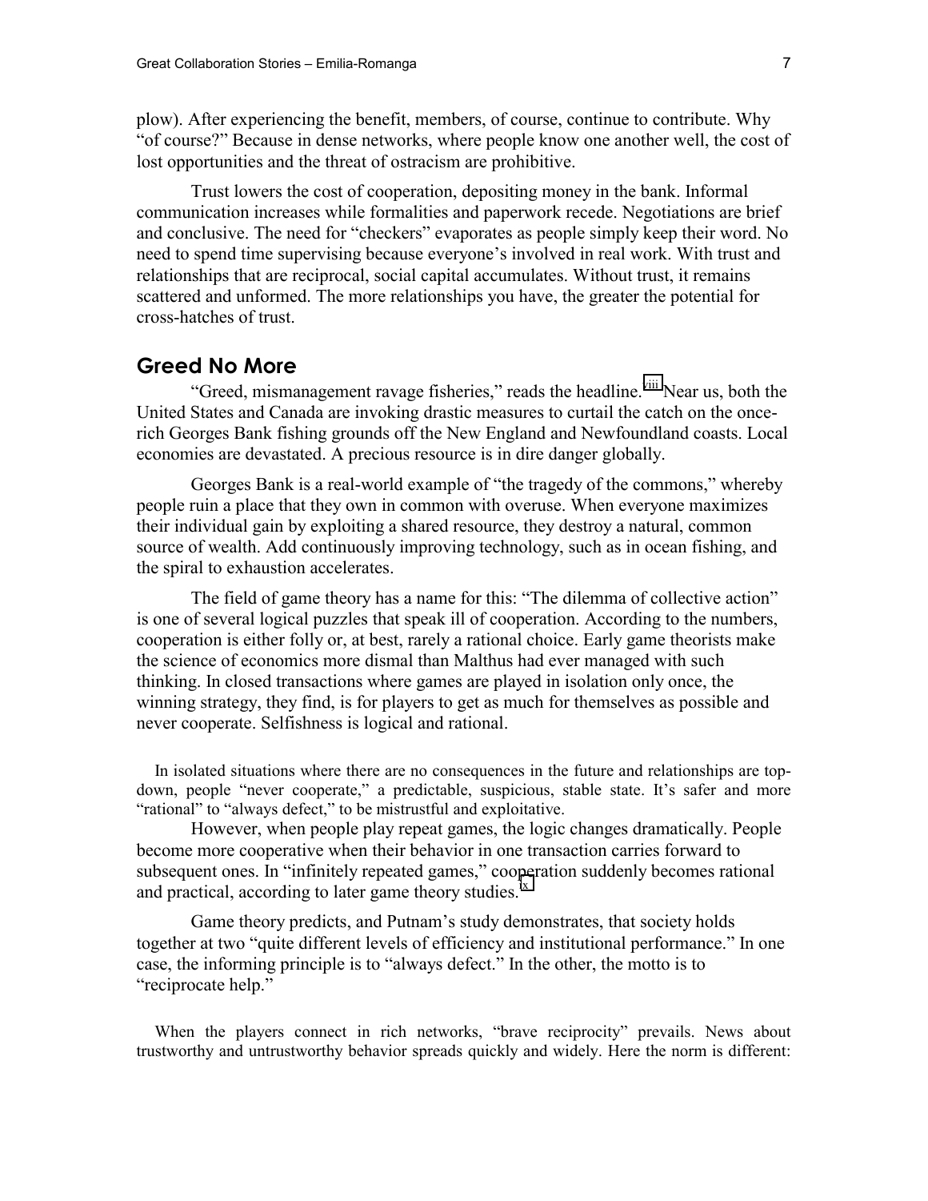plow). After experiencing the benefit, members, of course, continue to contribute. Why "of course?" Because in dense networks, where people know one another well, the cost of lost opportunities and the threat of ostracism are prohibitive.

Trust lowers the cost of cooperation, depositing money in the bank. Informal communication increases while formalities and paperwork recede. Negotiations are brief and conclusive. The need for "checkers" evaporates as people simply keep their word. No need to spend time supervising because everyone's involved in real work. With trust and relationships that are reciprocal, social capital accumulates. Without trust, it remains scattered and unformed. The more relationships you have, the greater the potential for cross-hatches of trust.

## Greed No More

"Greed, mismanagement ravage fisheries," reads the headline.[viii] Near us, both the United States and Canada are invoking drastic measures to curtail the catch on the once-rich Georges Bank fishing grounds off the New England and Newfoundland coasts. Local economies are devastated. A precious resource is in dire danger globally.

Georges Bank is a real-world example of "the tragedy of the commons," whereby people ruin a place that they own in common with overuse. When everyone maximizes their individual gain by exploiting a shared resource, they destroy a natural, common source of wealth. Add continuously improving technology, such as in ocean fishing, and the spiral to exhaustion accelerates.

The field of game theory has a name for this: "The dilemma of collective action" is one of several logical puzzles that speak ill of cooperation. According to the numbers, cooperation is either folly or, at best, rarely a rational choice. Early game theorists make the science of economics more dismal than Malthus had ever managed with such thinking. In closed transactions where games are played in isolation only once, the winning strategy, they find, is for players to get as much for themselves as possible and never cooperate. Selfishness is logical and rational.

> In isolated situations where there are no consequences in the future and relationships are top-down, people "never cooperate," a predictable, suspicious, stable state. It's safer and more "rational" to "always defect," to be mistrustful and exploitative.

However, when people play repeat games, the logic changes dramatically. People become more cooperative when their behavior in one transaction carries forward to subsequent ones. In "infinitely repeated games," cooperation suddenly becomes rational and practical, according to later game theory studies.[ix]

Game theory predicts, and Putnam's study demonstrates, that society holds together at two "quite different levels of efficiency and institutional performance." In one case, the informing principle is to "always defect." In the other, the motto is to "reciprocate help."

> When the players connect in rich networks, "brave reciprocity" prevails. News about trustworthy and untrustworthy behavior spreads quickly and widely. Here the norm is different: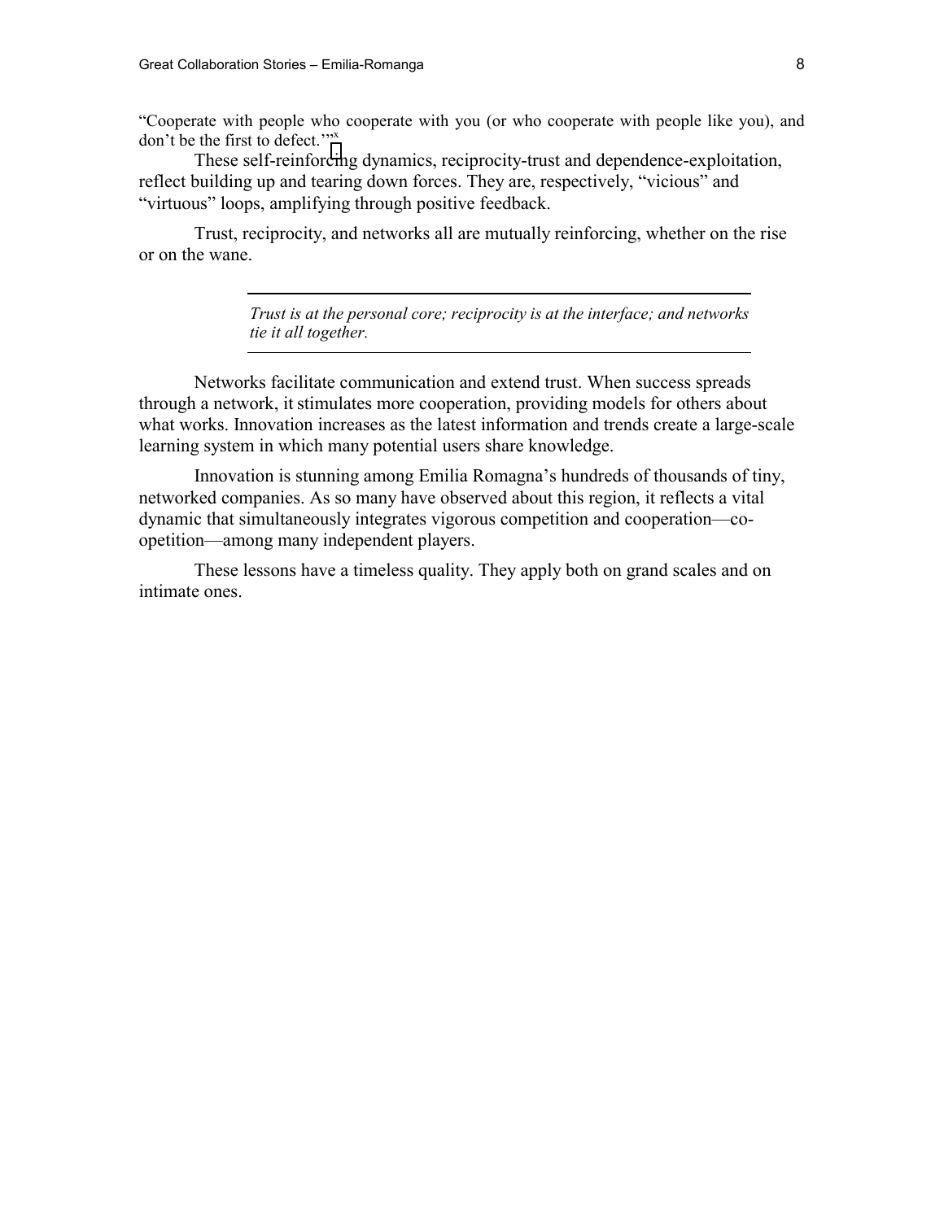"Cooperate with people who cooperate with you (or who cooperate with people like you), and don't be the first to defect.'"[x]

These self-reinforcing dynamics, reciprocity-trust and dependence-exploitation, reflect building up and tearing down forces. They are, respectively, "vicious" and "virtuous" loops, amplifying through positive feedback.

Trust, reciprocity, and networks all are mutually reinforcing, whether on the rise or on the wane.

---

*Trust is at the personal core; reciprocity is at the interface; and networks tie it all together.*

---

Networks facilitate communication and extend trust. When success spreads through a network, it stimulates more cooperation, providing models for others about what works. Innovation increases as the latest information and trends create a large-scale learning system in which many potential users share knowledge.

Innovation is stunning among Emilia Romagna's hundreds of thousands of tiny, networked companies. As so many have observed about this region, it reflects a vital dynamic that simultaneously integrates vigorous competition and cooperation—co-opetition—among many independent players.

These lessons have a timeless quality. They apply both on grand scales and on intimate ones.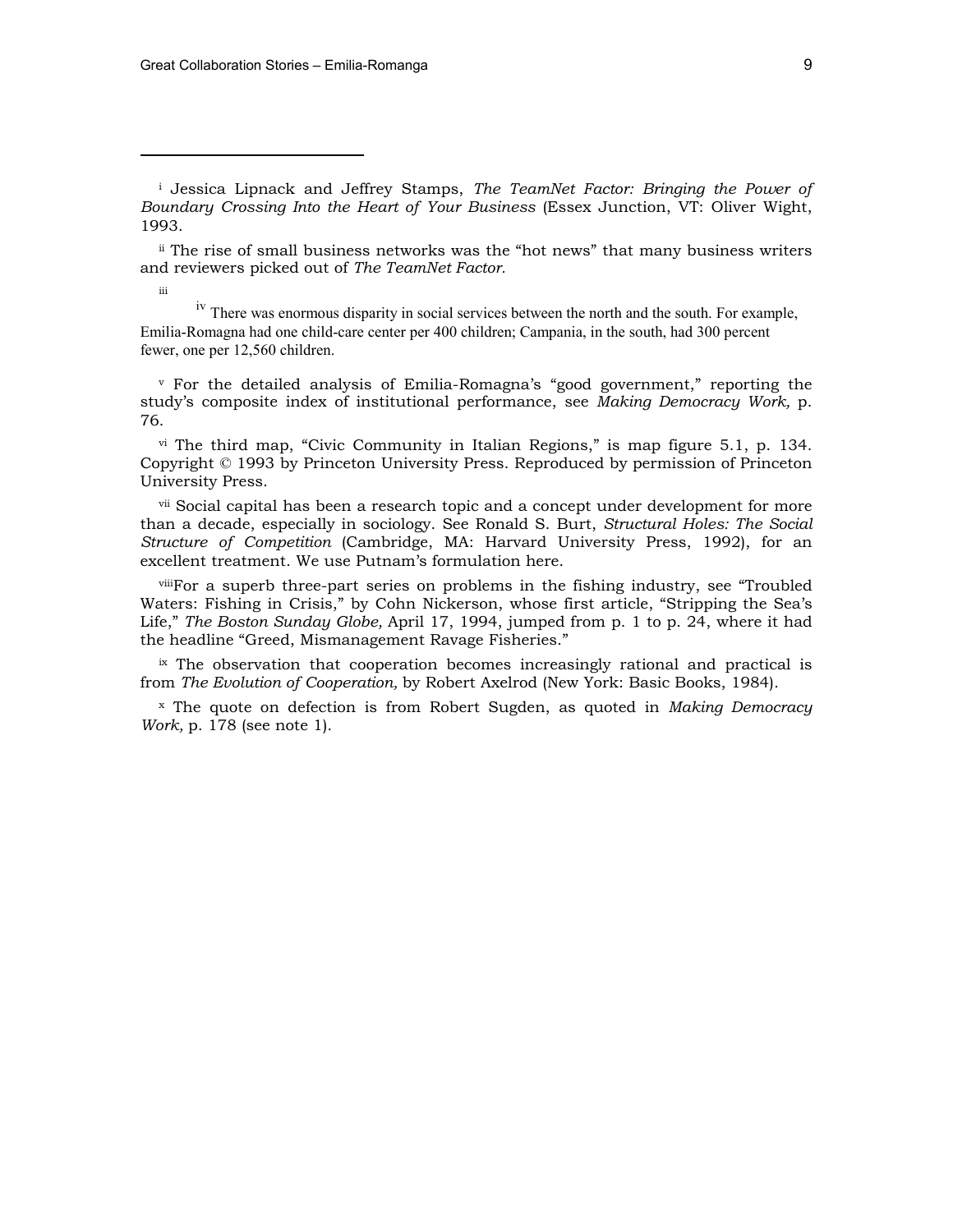---

[i] Jessica Lipnack and Jeffrey Stamps, *The TeamNet Factor: Bringing the Power of Boundary Crossing Into the Heart of Your Business* (Essex Junction, VT: Oliver Wight, 1993.

[ii] The rise of small business networks was the "hot news" that many business writers and reviewers picked out of *The TeamNet Factor.*

[iii]

[iv] There was enormous disparity in social services between the north and the south. For example, Emilia-Romagna had one child-care center per 400 children; Campania, in the south, had 300 percent fewer, one per 12,560 children.

[v] For the detailed analysis of Emilia-Romagna's "good government," reporting the study's composite index of institutional performance, see *Making Democracy Work,* p. 76.

[vi] The third map, "Civic Community in Italian Regions," is map figure 5.1, p. 134. Copyright © 1993 by Princeton University Press. Reproduced by permission of Princeton University Press.

[vii] Social capital has been a research topic and a concept under development for more than a decade, especially in sociology. See Ronald S. Burt, *Structural Holes: The Social Structure of Competition* (Cambridge, MA: Harvard University Press, 1992), for an excellent treatment. We use Putnam's formulation here.

[viii]For a superb three-part series on problems in the fishing industry, see "Troubled Waters: Fishing in Crisis," by Cohn Nickerson, whose first article, "Stripping the Sea's Life," *The Boston Sunday Globe,* April 17, 1994, jumped from p. 1 to p. 24, where it had the headline "Greed, Mismanagement Ravage Fisheries."

[ix] The observation that cooperation becomes increasingly rational and practical is from *The Evolution of Cooperation,* by Robert Axelrod (New York: Basic Books, 1984).

[x] The quote on defection is from Robert Sugden, as quoted in *Making Democracy Work,* p. 178 (see note 1).